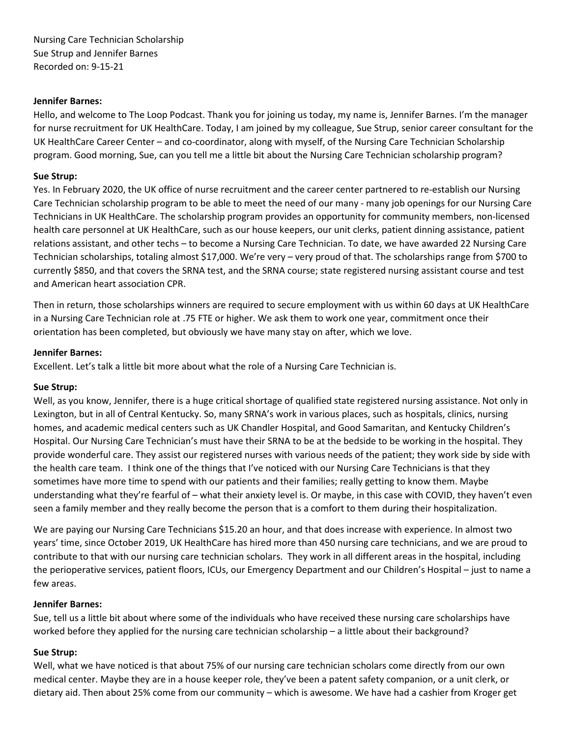Nursing Care Technician Scholarship
Sue Strup and Jennifer Barnes
Recorded on: 9-15-21

**Jennifer Barnes:**
Hello, and welcome to The Loop Podcast. Thank you for joining us today, my name is, Jennifer Barnes. I'm the manager for nurse recruitment for UK HealthCare. Today, I am joined by my colleague, Sue Strup, senior career consultant for the UK HealthCare Career Center – and co-coordinator, along with myself, of the Nursing Care Technician Scholarship program. Good morning, Sue, can you tell me a little bit about the Nursing Care Technician scholarship program?

**Sue Strup:**
Yes. In February 2020, the UK office of nurse recruitment and the career center partnered to re-establish our Nursing Care Technician scholarship program to be able to meet the need of our many - many job openings for our Nursing Care Technicians in UK HealthCare. The scholarship program provides an opportunity for community members, non-licensed health care personnel at UK HealthCare, such as our house keepers, our unit clerks, patient dinning assistance, patient relations assistant, and other techs – to become a Nursing Care Technician. To date, we have awarded 22 Nursing Care Technician scholarships, totaling almost $17,000. We're very – very proud of that. The scholarships range from $700 to currently $850, and that covers the SRNA test, and the SRNA course; state registered nursing assistant course and test and American heart association CPR.

Then in return, those scholarships winners are required to secure employment with us within 60 days at UK HealthCare in a Nursing Care Technician role at .75 FTE or higher. We ask them to work one year, commitment once their orientation has been completed, but obviously we have many stay on after, which we love.

**Jennifer Barnes:**
Excellent. Let's talk a little bit more about what the role of a Nursing Care Technician is.

**Sue Strup:**
Well, as you know, Jennifer, there is a huge critical shortage of qualified state registered nursing assistance. Not only in Lexington, but in all of Central Kentucky. So, many SRNA's work in various places, such as hospitals, clinics, nursing homes, and academic medical centers such as UK Chandler Hospital, and Good Samaritan, and Kentucky Children's Hospital. Our Nursing Care Technician's must have their SRNA to be at the bedside to be working in the hospital. They provide wonderful care. They assist our registered nurses with various needs of the patient; they work side by side with the health care team. I think one of the things that I've noticed with our Nursing Care Technicians is that they sometimes have more time to spend with our patients and their families; really getting to know them. Maybe understanding what they're fearful of – what their anxiety level is. Or maybe, in this case with COVID, they haven't even seen a family member and they really become the person that is a comfort to them during their hospitalization.

We are paying our Nursing Care Technicians $15.20 an hour, and that does increase with experience. In almost two years' time, since October 2019, UK HealthCare has hired more than 450 nursing care technicians, and we are proud to contribute to that with our nursing care technician scholars. They work in all different areas in the hospital, including the perioperative services, patient floors, ICUs, our Emergency Department and our Children's Hospital – just to name a few areas.

**Jennifer Barnes:**
Sue, tell us a little bit about where some of the individuals who have received these nursing care scholarships have worked before they applied for the nursing care technician scholarship – a little about their background?

**Sue Strup:**
Well, what we have noticed is that about 75% of our nursing care technician scholars come directly from our own medical center. Maybe they are in a house keeper role, they've been a patent safety companion, or a unit clerk, or dietary aid. Then about 25% come from our community – which is awesome. We have had a cashier from Kroger get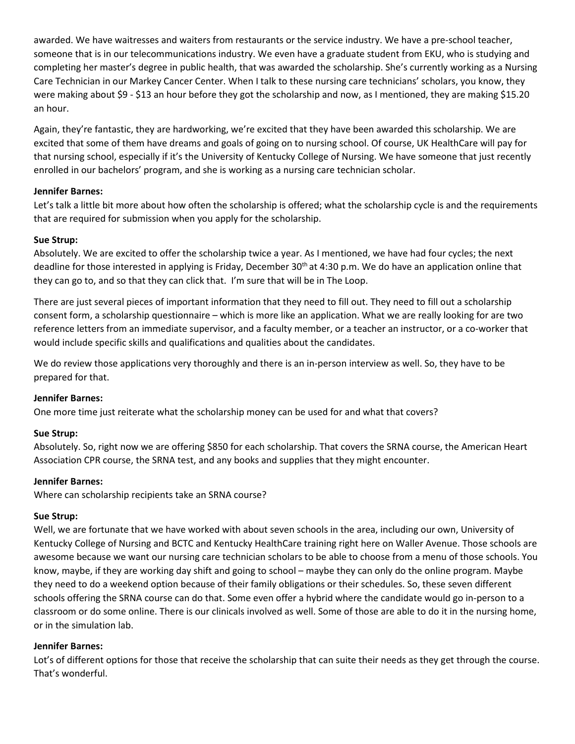awarded. We have waitresses and waiters from restaurants or the service industry. We have a pre-school teacher, someone that is in our telecommunications industry. We even have a graduate student from EKU, who is studying and completing her master's degree in public health, that was awarded the scholarship. She's currently working as a Nursing Care Technician in our Markey Cancer Center. When I talk to these nursing care technicians' scholars, you know, they were making about $9 - $13 an hour before they got the scholarship and now, as I mentioned, they are making $15.20 an hour.

Again, they're fantastic, they are hardworking, we're excited that they have been awarded this scholarship. We are excited that some of them have dreams and goals of going on to nursing school. Of course, UK HealthCare will pay for that nursing school, especially if it's the University of Kentucky College of Nursing. We have someone that just recently enrolled in our bachelors' program, and she is working as a nursing care technician scholar.

**Jennifer Barnes:**
Let's talk a little bit more about how often the scholarship is offered; what the scholarship cycle is and the requirements that are required for submission when you apply for the scholarship.

**Sue Strup:**
Absolutely. We are excited to offer the scholarship twice a year. As I mentioned, we have had four cycles; the next deadline for those interested in applying is Friday, December 30th at 4:30 p.m. We do have an application online that they can go to, and so that they can click that. I'm sure that will be in The Loop.

There are just several pieces of important information that they need to fill out. They need to fill out a scholarship consent form, a scholarship questionnaire – which is more like an application. What we are really looking for are two reference letters from an immediate supervisor, and a faculty member, or a teacher an instructor, or a co-worker that would include specific skills and qualifications and qualities about the candidates.

We do review those applications very thoroughly and there is an in-person interview as well. So, they have to be prepared for that.

**Jennifer Barnes:**
One more time just reiterate what the scholarship money can be used for and what that covers?

**Sue Strup:**
Absolutely. So, right now we are offering $850 for each scholarship. That covers the SRNA course, the American Heart Association CPR course, the SRNA test, and any books and supplies that they might encounter.

**Jennifer Barnes:**
Where can scholarship recipients take an SRNA course?

**Sue Strup:**
Well, we are fortunate that we have worked with about seven schools in the area, including our own, University of Kentucky College of Nursing and BCTC and Kentucky HealthCare training right here on Waller Avenue. Those schools are awesome because we want our nursing care technician scholars to be able to choose from a menu of those schools. You know, maybe, if they are working day shift and going to school – maybe they can only do the online program. Maybe they need to do a weekend option because of their family obligations or their schedules. So, these seven different schools offering the SRNA course can do that. Some even offer a hybrid where the candidate would go in-person to a classroom or do some online. There is our clinicals involved as well. Some of those are able to do it in the nursing home, or in the simulation lab.

**Jennifer Barnes:**
Lot's of different options for those that receive the scholarship that can suite their needs as they get through the course. That's wonderful.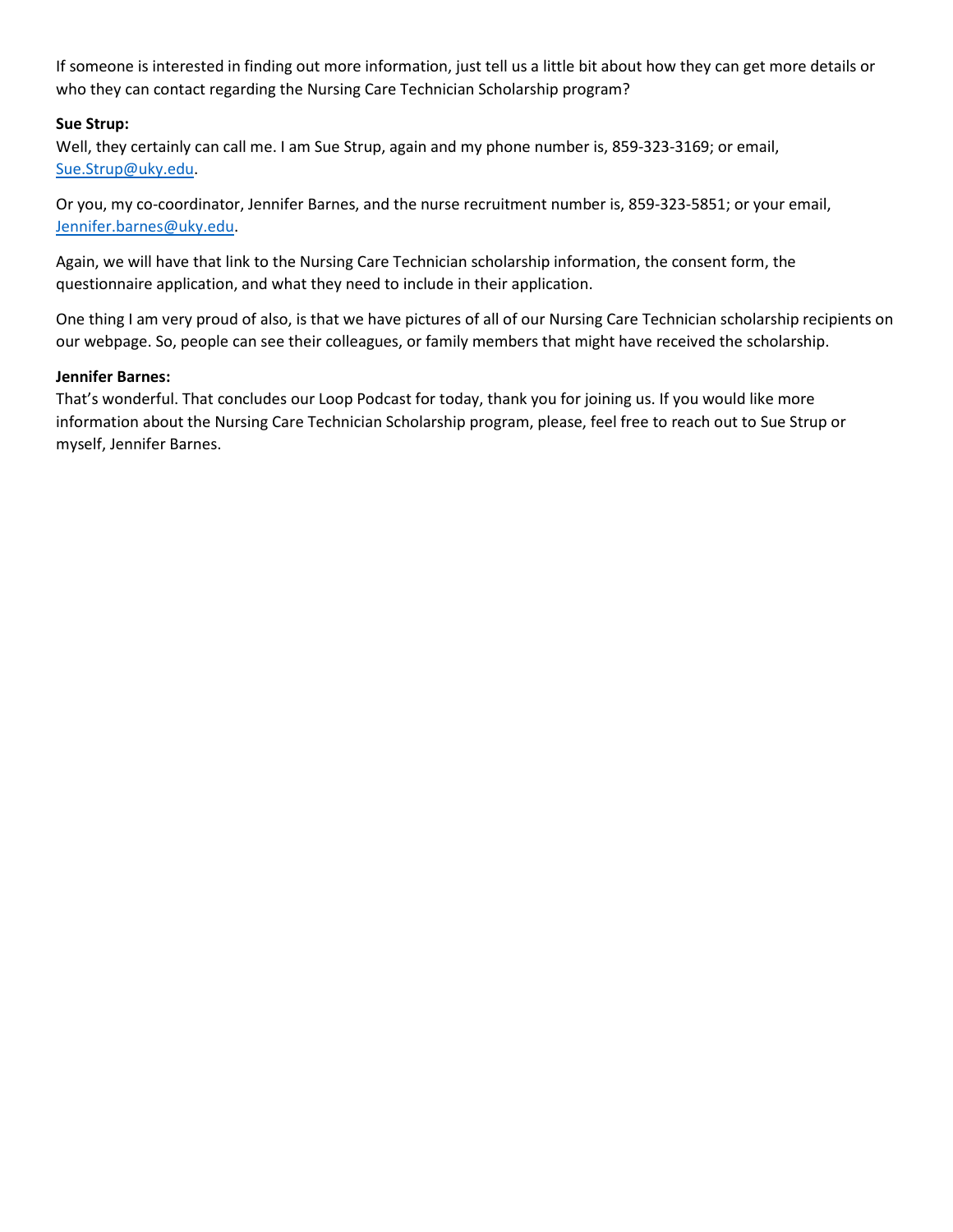If someone is interested in finding out more information, just tell us a little bit about how they can get more details or who they can contact regarding the Nursing Care Technician Scholarship program?

**Sue Strup:**
Well, they certainly can call me. I am Sue Strup, again and my phone number is, 859-323-3169; or email, Sue.Strup@uky.edu.

Or you, my co-coordinator, Jennifer Barnes, and the nurse recruitment number is, 859-323-5851; or your email, Jennifer.barnes@uky.edu.

Again, we will have that link to the Nursing Care Technician scholarship information, the consent form, the questionnaire application, and what they need to include in their application.

One thing I am very proud of also, is that we have pictures of all of our Nursing Care Technician scholarship recipients on our webpage. So, people can see their colleagues, or family members that might have received the scholarship.

**Jennifer Barnes:**
That's wonderful. That concludes our Loop Podcast for today, thank you for joining us. If you would like more information about the Nursing Care Technician Scholarship program, please, feel free to reach out to Sue Strup or myself, Jennifer Barnes.